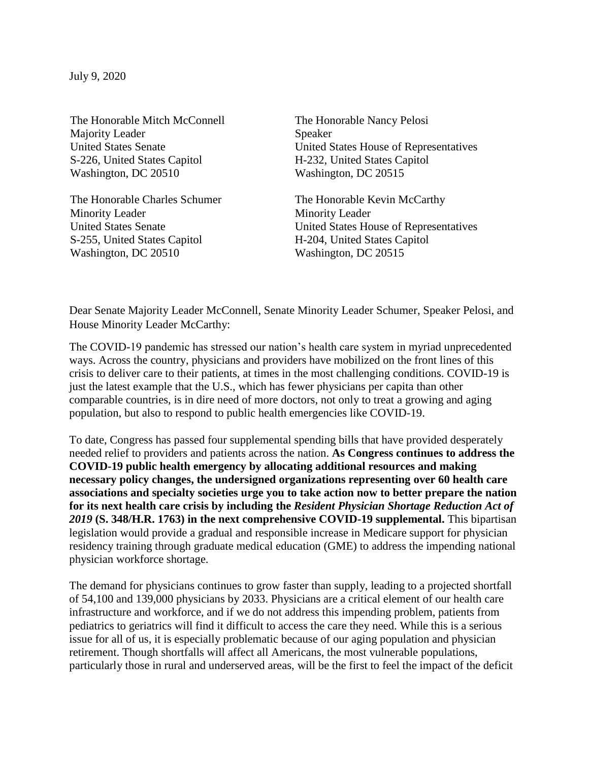July 9, 2020

The Honorable Mitch McConnell
Majority Leader
United States Senate
S-226, United States Capitol
Washington, DC 20510

The Honorable Nancy Pelosi
Speaker
United States House of Representatives
H-232, United States Capitol
Washington, DC 20515

The Honorable Charles Schumer
Minority Leader
United States Senate
S-255, United States Capitol
Washington, DC 20510

The Honorable Kevin McCarthy
Minority Leader
United States House of Representatives
H-204, United States Capitol
Washington, DC 20515

Dear Senate Majority Leader McConnell, Senate Minority Leader Schumer, Speaker Pelosi, and House Minority Leader McCarthy:

The COVID-19 pandemic has stressed our nation's health care system in myriad unprecedented ways. Across the country, physicians and providers have mobilized on the front lines of this crisis to deliver care to their patients, at times in the most challenging conditions. COVID-19 is just the latest example that the U.S., which has fewer physicians per capita than other comparable countries, is in dire need of more doctors, not only to treat a growing and aging population, but also to respond to public health emergencies like COVID-19.

To date, Congress has passed four supplemental spending bills that have provided desperately needed relief to providers and patients across the nation. **As Congress continues to address the COVID-19 public health emergency by allocating additional resources and making necessary policy changes, the undersigned organizations representing over 60 health care associations and specialty societies urge you to take action now to better prepare the nation for its next health care crisis by including the *Resident Physician Shortage Reduction Act of 2019* (S. 348/H.R. 1763) in the next comprehensive COVID-19 supplemental.** This bipartisan legislation would provide a gradual and responsible increase in Medicare support for physician residency training through graduate medical education (GME) to address the impending national physician workforce shortage.

The demand for physicians continues to grow faster than supply, leading to a projected shortfall of 54,100 and 139,000 physicians by 2033. Physicians are a critical element of our health care infrastructure and workforce, and if we do not address this impending problem, patients from pediatrics to geriatrics will find it difficult to access the care they need. While this is a serious issue for all of us, it is especially problematic because of our aging population and physician retirement. Though shortfalls will affect all Americans, the most vulnerable populations, particularly those in rural and underserved areas, will be the first to feel the impact of the deficit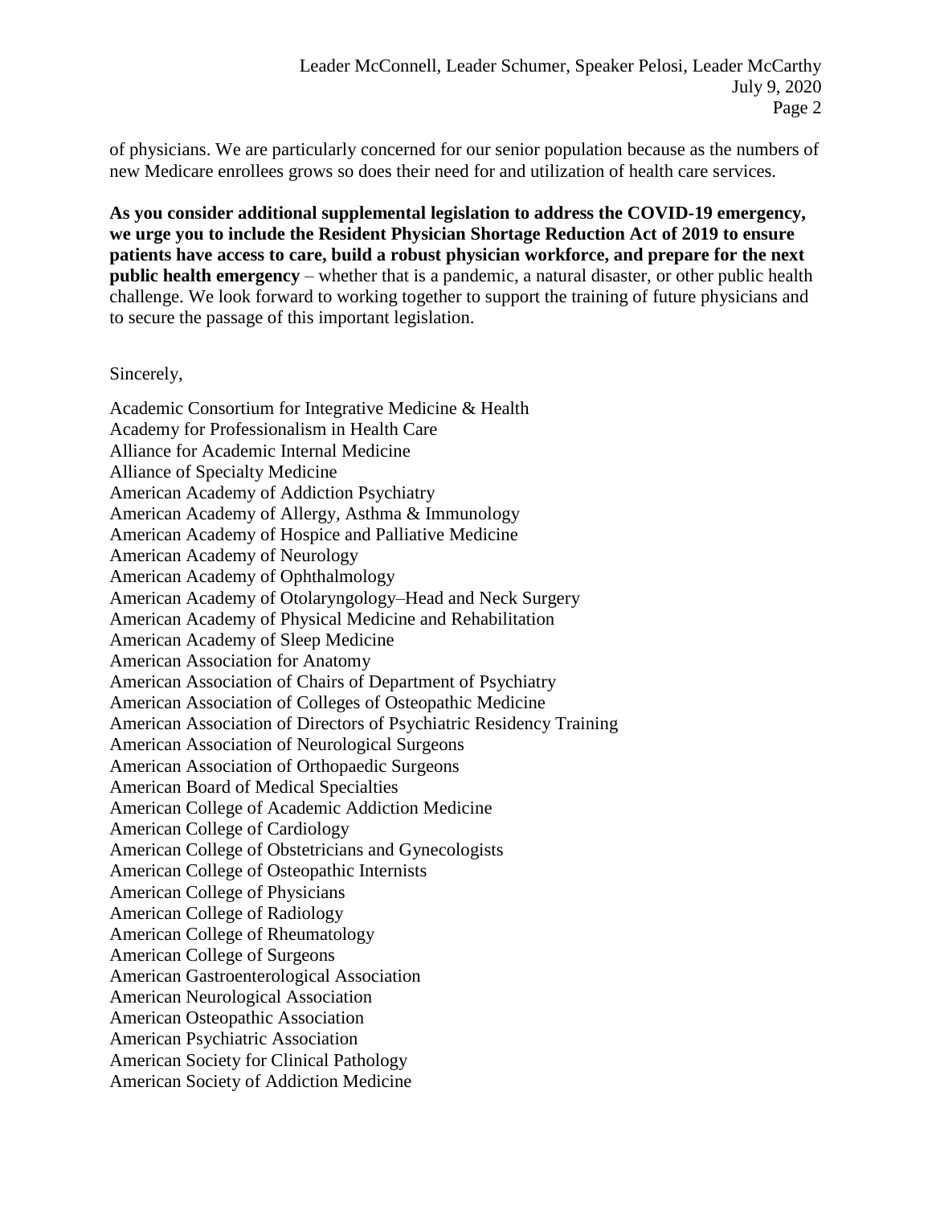of physicians. We are particularly concerned for our senior population because as the numbers of new Medicare enrollees grows so does their need for and utilization of health care services.

**As you consider additional supplemental legislation to address the COVID-19 emergency, we urge you to include the Resident Physician Shortage Reduction Act of 2019 to ensure patients have access to care, build a robust physician workforce, and prepare for the next public health emergency** – whether that is a pandemic, a natural disaster, or other public health challenge. We look forward to working together to support the training of future physicians and to secure the passage of this important legislation.

Sincerely,

Academic Consortium for Integrative Medicine & Health
Academy for Professionalism in Health Care
Alliance for Academic Internal Medicine
Alliance of Specialty Medicine
American Academy of Addiction Psychiatry
American Academy of Allergy, Asthma & Immunology
American Academy of Hospice and Palliative Medicine
American Academy of Neurology
American Academy of Ophthalmology
American Academy of Otolaryngology–Head and Neck Surgery
American Academy of Physical Medicine and Rehabilitation
American Academy of Sleep Medicine
American Association for Anatomy
American Association of Chairs of Department of Psychiatry
American Association of Colleges of Osteopathic Medicine
American Association of Directors of Psychiatric Residency Training
American Association of Neurological Surgeons
American Association of Orthopaedic Surgeons
American Board of Medical Specialties
American College of Academic Addiction Medicine
American College of Cardiology
American College of Obstetricians and Gynecologists
American College of Osteopathic Internists
American College of Physicians
American College of Radiology
American College of Rheumatology
American College of Surgeons
American Gastroenterological Association
American Neurological Association
American Osteopathic Association
American Psychiatric Association
American Society for Clinical Pathology
American Society of Addiction Medicine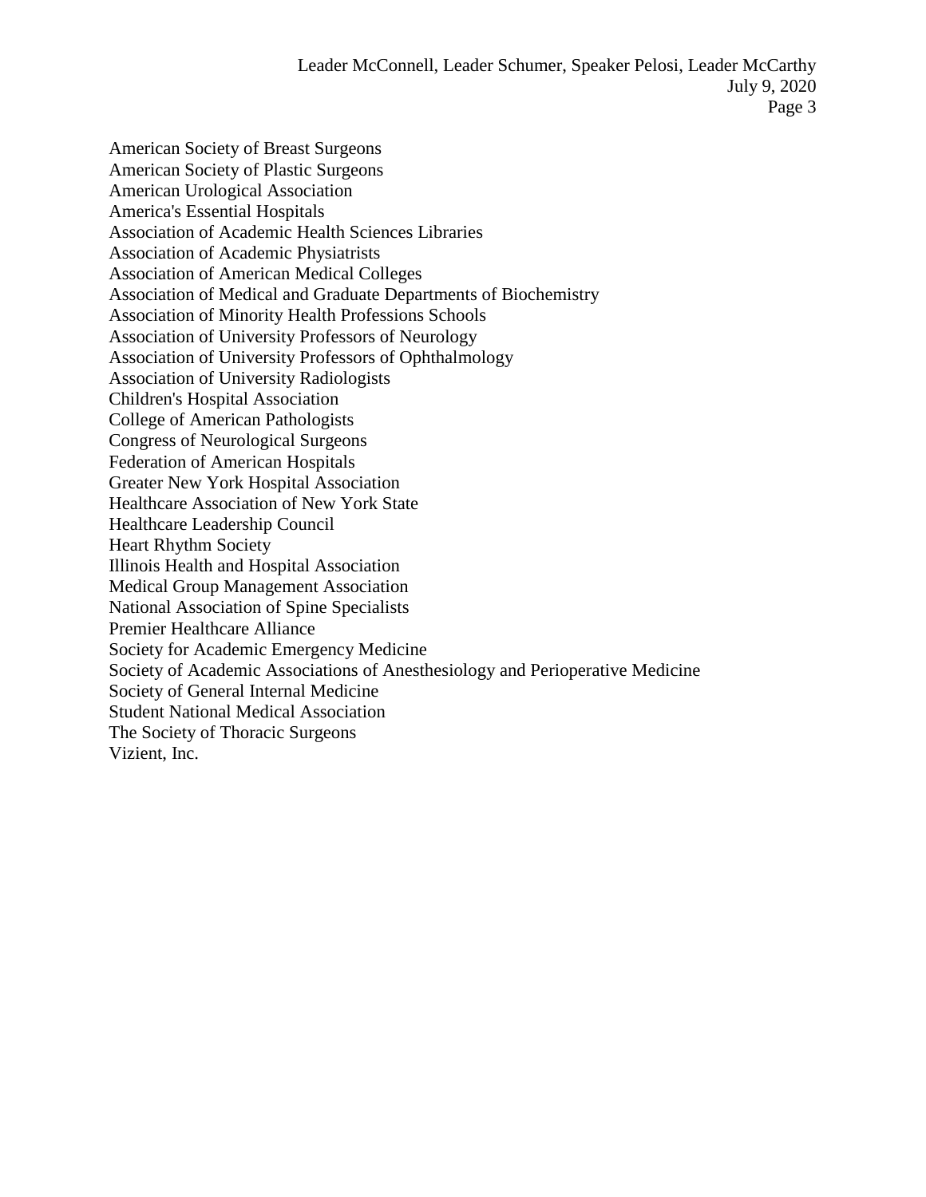American Society of Breast Surgeons
American Society of Plastic Surgeons
American Urological Association
America's Essential Hospitals
Association of Academic Health Sciences Libraries
Association of Academic Physiatrists
Association of American Medical Colleges
Association of Medical and Graduate Departments of Biochemistry
Association of Minority Health Professions Schools
Association of University Professors of Neurology
Association of University Professors of Ophthalmology
Association of University Radiologists
Children's Hospital Association
College of American Pathologists
Congress of Neurological Surgeons
Federation of American Hospitals
Greater New York Hospital Association
Healthcare Association of New York State
Healthcare Leadership Council
Heart Rhythm Society
Illinois Health and Hospital Association
Medical Group Management Association
National Association of Spine Specialists
Premier Healthcare Alliance
Society for Academic Emergency Medicine
Society of Academic Associations of Anesthesiology and Perioperative Medicine
Society of General Internal Medicine
Student National Medical Association
The Society of Thoracic Surgeons
Vizient, Inc.